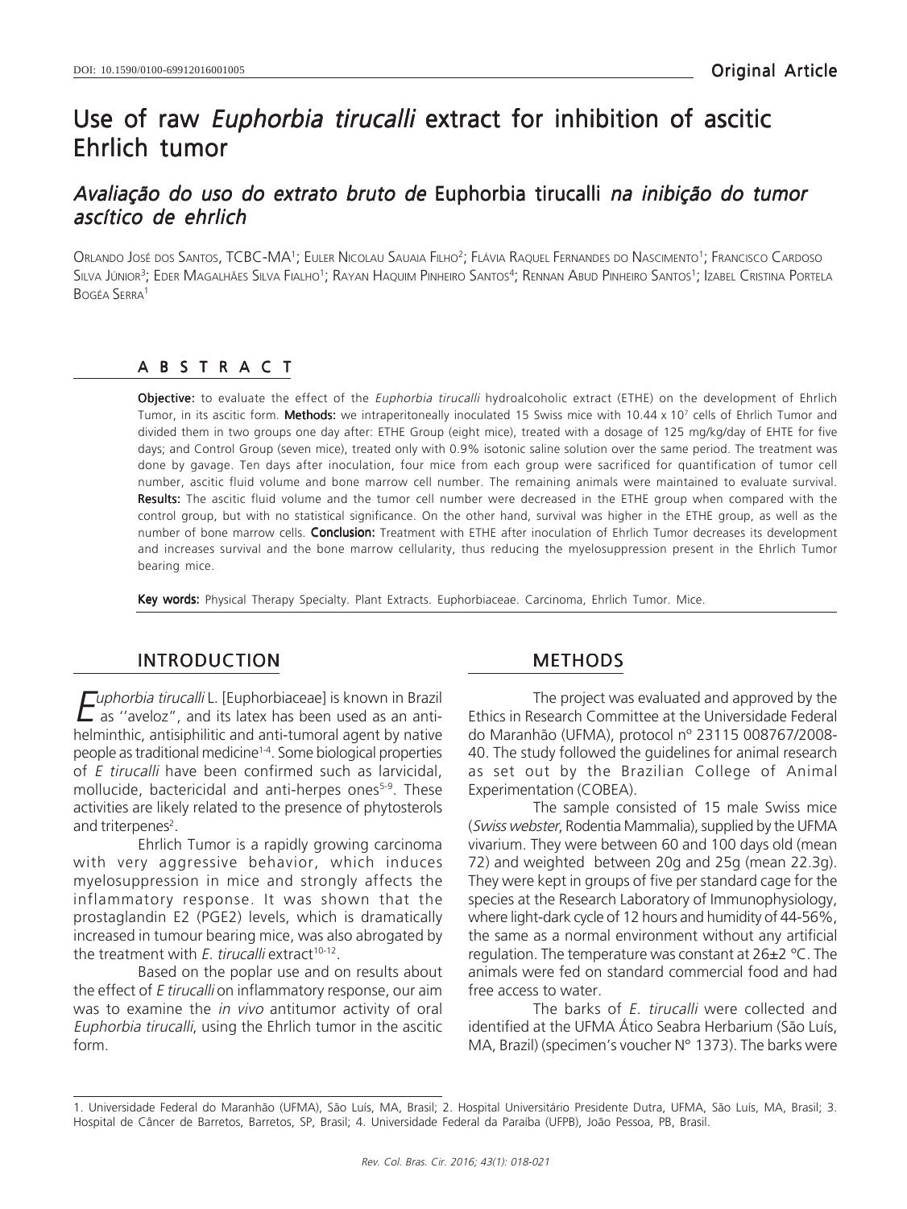Original Article

# Use of raw *Euphorbia tirucalli* extract for inhibition of ascitic Ehrlich tumor

## *Avaliação do uso do extrato bruto de* Euphorbia tirucalli *na inibição do tumor ascítico de ehrlich*

ORLANDO JOSÉ DOS SANTOS, TCBC-MA[1]; EULER NICOLAU SAUAIA FILHO[2]; FLÁVIA RAQUEL FERNANDES DO NASCIMENTO[1]; FRANCISCO CARDOSO SILVA JÚNIOR[3]; EDER MAGALHÃES SILVA FIALHO[1]; RAYAN HAQUIM PINHEIRO SANTOS[4]; RENNAN ABUD PINHEIRO SANTOS[1]; IZABEL CRISTINA PORTELA BOGÉA SERRA[1]

## ABSTRACT

**Objective:** to evaluate the effect of the *Euphorbia tirucalli* hydroalcoholic extract (ETHE) on the development of Ehrlich Tumor, in its ascitic form. **Methods:** we intraperitoneally inoculated 15 Swiss mice with 10.44 x $10^7$ cells of Ehrlich Tumor and divided them in two groups one day after: ETHE Group (eight mice), treated with a dosage of 125 mg/kg/day of EHTE for five days; and Control Group (seven mice), treated only with 0.9% isotonic saline solution over the same period. The treatment was done by gavage. Ten days after inoculation, four mice from each group were sacrificed for quantification of tumor cell number, ascitic fluid volume and bone marrow cell number. The remaining animals were maintained to evaluate survival. **Results:** The ascitic fluid volume and the tumor cell number were decreased in the ETHE group when compared with the control group, but with no statistical significance. On the other hand, survival was higher in the ETHE group, as well as the number of bone marrow cells. **Conclusion:** Treatment with ETHE after inoculation of Ehrlich Tumor decreases its development and increases survival and the bone marrow cellularity, thus reducing the myelosuppression present in the Ehrlich Tumor bearing mice.

**Key words:** Physical Therapy Specialty. Plant Extracts. Euphorbiaceae. Carcinoma, Ehrlich Tumor. Mice.

## INTRODUCTION

*Euphorbia tirucalli* L. [Euphorbiaceae] is known in Brazil as ''aveloz", and its latex has been used as an anti-helminthic, antisiphilitic and anti-tumoral agent by native people as traditional medicine[1-4]. Some biological properties of *E tirucalli* have been confirmed such as larvicidal, mollucide, bactericidal and anti-herpes ones[5-9]. These activities are likely related to the presence of phytosterols and triterpenes[2].

Ehrlich Tumor is a rapidly growing carcinoma with very aggressive behavior, which induces myelosuppression in mice and strongly affects the inflammatory response. It was shown that the prostaglandin E2 (PGE2) levels, which is dramatically increased in tumour bearing mice, was also abrogated by the treatment with *E. tirucalli* extract[10-12].

Based on the poplar use and on results about the effect of *E tirucalli* on inflammatory response, our aim was to examine the *in vivo* antitumor activity of oral *Euphorbia tirucalli*, using the Ehrlich tumor in the ascitic form.

## METHODS

The project was evaluated and approved by the Ethics in Research Committee at the Universidade Federal do Maranhão (UFMA), protocol nº 23115 008767/2008-40. The study followed the guidelines for animal research as set out by the Brazilian College of Animal Experimentation (COBEA).

The sample consisted of 15 male Swiss mice (*Swiss webster*, Rodentia Mammalia), supplied by the UFMA vivarium. They were between 60 and 100 days old (mean 72) and weighted between 20g and 25g (mean 22.3g). They were kept in groups of five per standard cage for the species at the Research Laboratory of Immunophysiology, where light-dark cycle of 12 hours and humidity of 44-56%, the same as a normal environment without any artificial regulation. The temperature was constant at 26±2 ºC. The animals were fed on standard commercial food and had free access to water.

The barks of *E. tirucalli* were collected and identified at the UFMA Ático Seabra Herbarium (São Luís, MA, Brazil) (specimen's voucher N° 1373). The barks were

1. Universidade Federal do Maranhão (UFMA), São Luís, MA, Brasil; 2. Hospital Universitário Presidente Dutra, UFMA, São Luís, MA, Brasil; 3. Hospital de Câncer de Barretos, Barretos, SP, Brasil; 4. Universidade Federal da Paraíba (UFPB), João Pessoa, PB, Brasil.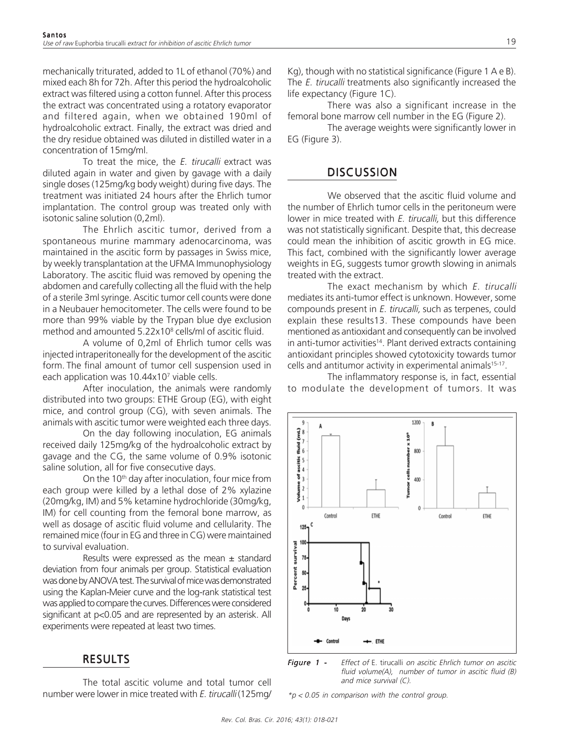mechanically triturated, added to 1L of ethanol (70%) and mixed each 8h for 72h. After this period the hydroalcoholic extract was filtered using a cotton funnel. After this process the extract was concentrated using a rotatory evaporator and filtered again, when we obtained 190ml of hydroalcoholic extract. Finally, the extract was dried and the dry residue obtained was diluted in distilled water in a concentration of 15mg/ml.

To treat the mice, the *E. tirucalli* extract was diluted again in water and given by gavage with a daily single doses (125mg/kg body weight) during five days. The treatment was initiated 24 hours after the Ehrlich tumor implantation. The control group was treated only with isotonic saline solution (0,2ml).

The Ehrlich ascitic tumor, derived from a spontaneous murine mammary adenocarcinoma, was maintained in the ascitic form by passages in Swiss mice, by weekly transplantation at the UFMA Immunophysiology Laboratory. The ascitic fluid was removed by opening the abdomen and carefully collecting all the fluid with the help of a sterile 3ml syringe. Ascitic tumor cell counts were done in a Neubauer hemocitometer. The cells were found to be more than 99% viable by the Trypan blue dye exclusion method and amounted $5.22 \times 10^8$ cells/ml of ascitic fluid.

A volume of 0,2ml of Ehrlich tumor cells was injected intraperitoneally for the development of the ascitic form. The final amount of tumor cell suspension used in each application was $10.44 \times 10^7$ viable cells.

After inoculation, the animals were randomly distributed into two groups: ETHE Group (EG), with eight mice, and control group (CG), with seven animals. The animals with ascitic tumor were weighted each three days.

On the day following inoculation, EG animals received daily 125mg/kg of the hydroalcoholic extract by gavage and the CG, the same volume of 0.9% isotonic saline solution, all for five consecutive days.

On the 10th day after inoculation, four mice from each group were killed by a lethal dose of 2% xylazine (20mg/kg, IM) and 5% ketamine hydrochloride (30mg/kg, IM) for cell counting from the femoral bone marrow, as well as dosage of ascitic fluid volume and cellularity. The remained mice (four in EG and three in CG) were maintained to survival evaluation.

Results were expressed as the mean ± standard deviation from four animals per group. Statistical evaluation was done by ANOVA test. The survival of mice was demonstrated using the Kaplan-Meier curve and the log-rank statistical test was applied to compare the curves. Differences were considered significant at $p<0.05$ and are represented by an asterisk. All experiments were repeated at least two times.

## RESULTS

The total ascitic volume and total tumor cell number were lower in mice treated with *E. tirucalli* (125mg/Kg), though with no statistical significance (Figure 1 A e B). The *E. tirucalli* treatments also significantly increased the life expectancy (Figure 1C).

There was also a significant increase in the femoral bone marrow cell number in the EG (Figure 2).

The average weights were significantly lower in EG (Figure 3).

## DISCUSSION

We observed that the ascitic fluid volume and the number of Ehrlich tumor cells in the peritoneum were lower in mice treated with *E. tirucalli,* but this difference was not statistically significant. Despite that, this decrease could mean the inhibition of ascitic growth in EG mice. This fact, combined with the significantly lower average weights in EG, suggests tumor growth slowing in animals treated with the extract.

The exact mechanism by which *E. tirucalli* mediates its anti-tumor effect is unknown. However, some compounds present in *E. tirucalli,* such as terpenes, could explain these results13. These compounds have been mentioned as antioxidant and consequently can be involved in anti-tumor activities[14]. Plant derived extracts containing antioxidant principles showed cytotoxicity towards tumor cells and antitumor activity in experimental animals[15-17].

The inflammatory response is, in fact, essential to modulate the development of tumors. It was

*Figure 1 - Effect of* E. tirucalli *on ascitic Ehrlich tumor on ascitic fluid volume(A), number of tumor in ascitic fluid (B) and mice survival (C).*

*\*p < 0.05 in comparison with the control group.*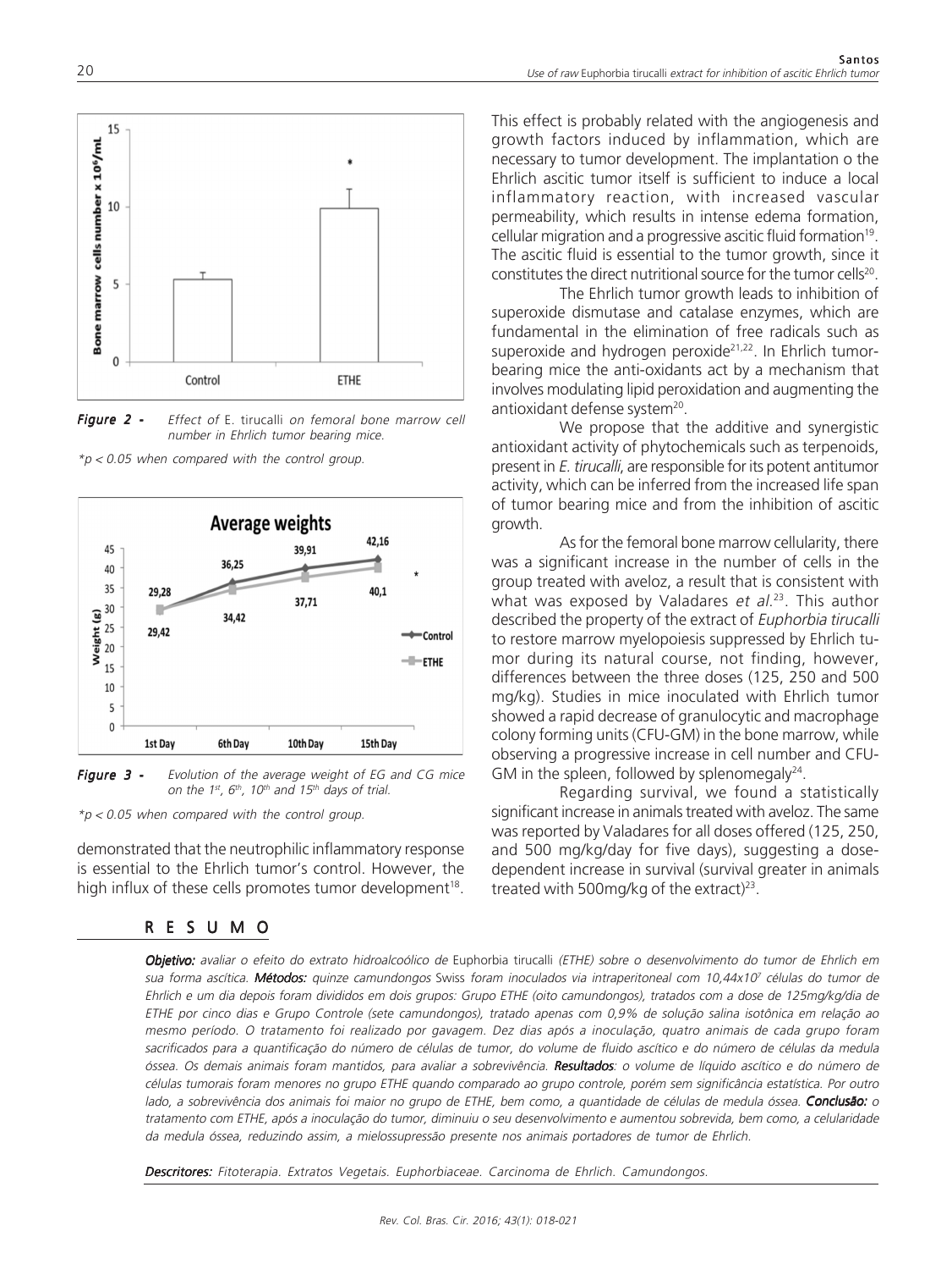Figure 2 - *Effect of* E. tirucalli *on femoral bone marrow cell number in Ehrlich tumor bearing mice.*

*$*p < 0.05$ when compared with the control group.*

Figure 3 - *Evolution of the average weight of EG and CG mice on the 1st, 6th, 10th and 15th days of trial.*

*$*p < 0.05$ when compared with the control group.*

demonstrated that the neutrophilic inflammatory response is essential to the Ehrlich tumor's control. However, the high influx of these cells promotes tumor development[18].

This effect is probably related with the angiogenesis and growth factors induced by inflammation, which are necessary to tumor development. The implantation o the Ehrlich ascitic tumor itself is sufficient to induce a local inflammatory reaction, with increased vascular permeability, which results in intense edema formation, cellular migration and a progressive ascitic fluid formation[19]. The ascitic fluid is essential to the tumor growth, since it constitutes the direct nutritional source for the tumor cells[20].

The Ehrlich tumor growth leads to inhibition of superoxide dismutase and catalase enzymes, which are fundamental in the elimination of free radicals such as superoxide and hydrogen peroxide[21,22]. In Ehrlich tumor-bearing mice the anti-oxidants act by a mechanism that involves modulating lipid peroxidation and augmenting the antioxidant defense system[20].

We propose that the additive and synergistic antioxidant activity of phytochemicals such as terpenoids, present in *E. tirucalli*, are responsible for its potent antitumor activity, which can be inferred from the increased life span of tumor bearing mice and from the inhibition of ascitic growth.

As for the femoral bone marrow cellularity, there was a significant increase in the number of cells in the group treated with aveloz, a result that is consistent with what was exposed by Valadares *et al*.[23]. This author described the property of the extract of *Euphorbia tirucalli* to restore marrow myelopoiesis suppressed by Ehrlich tumor during its natural course, not finding, however, differences between the three doses (125, 250 and 500 mg/kg). Studies in mice inoculated with Ehrlich tumor showed a rapid decrease of granulocytic and macrophage colony forming units (CFU-GM) in the bone marrow, while observing a progressive increase in cell number and CFU-GM in the spleen, followed by splenomegaly[24].

Regarding survival, we found a statistically significant increase in animals treated with aveloz. The same was reported by Valadares for all doses offered (125, 250, and 500 mg/kg/day for five days), suggesting a dose-dependent increase in survival (survival greater in animals treated with 500mg/kg of the extract)[23].

## R E S U M O

***Objetivo:*** *avaliar o efeito do extrato hidroalcoólico de* Euphorbia tirucalli *(ETHE) sobre o desenvolvimento do tumor de Ehrlich em sua forma ascítica.* ***Métodos:*** *quinze camundongos* Swiss *foram inoculados via intraperitoneal com $10,44x10^7$ células do tumor de Ehrlich e um dia depois foram divididos em dois grupos: Grupo ETHE (oito camundongos), tratados com a dose de 125mg/kg/dia de ETHE por cinco dias e Grupo Controle (sete camundongos), tratado apenas com 0,9% de solução salina isotônica em relação ao mesmo período. O tratamento foi realizado por gavagem. Dez dias após a inoculação, quatro animais de cada grupo foram sacrificados para a quantificação do número de células de tumor, do volume de fluido ascítico e do número de células da medula óssea. Os demais animais foram mantidos, para avaliar a sobrevivência.* ***Resultados****: o volume de líquido ascítico e do número de células tumorais foram menores no grupo ETHE quando comparado ao grupo controle, porém sem significância estatística. Por outro lado, a sobrevivência dos animais foi maior no grupo de ETHE, bem como, a quantidade de células de medula óssea.* ***Conclusão:*** *o tratamento com ETHE, após a inoculação do tumor, diminuiu o seu desenvolvimento e aumentou sobrevida, bem como, a celularidade da medula óssea, reduzindo assim, a mielossupressão presente nos animais portadores de tumor de Ehrlich.*

***Descritores:*** *Fitoterapia. Extratos Vegetais. Euphorbiaceae. Carcinoma de Ehrlich. Camundongos.*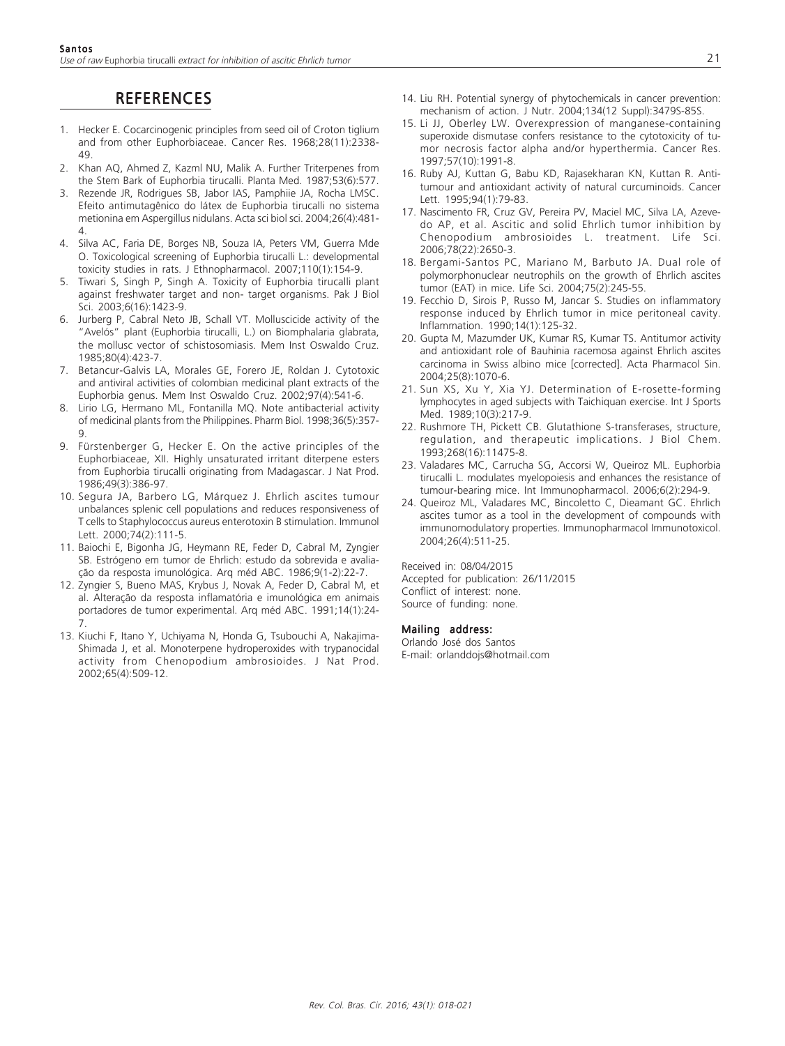## REFERENCES

1. Hecker E. Cocarcinogenic principles from seed oil of Croton tiglium and from other Euphorbiaceae. Cancer Res. 1968;28(11):2338-49.
2. Khan AQ, Ahmed Z, Kazml NU, Malik A. Further Triterpenes from the Stem Bark of Euphorbia tirucalli. Planta Med. 1987;53(6):577.
3. Rezende JR, Rodrigues SB, Jabor IAS, Pamphiie JA, Rocha LMSC. Efeito antimutagênico do látex de Euphorbia tirucalli no sistema metionina em Aspergillus nidulans. Acta sci biol sci. 2004;26(4):481-4.
4. Silva AC, Faria DE, Borges NB, Souza IA, Peters VM, Guerra Mde O. Toxicological screening of Euphorbia tirucalli L.: developmental toxicity studies in rats. J Ethnopharmacol. 2007;110(1):154-9.
5. Tiwari S, Singh P, Singh A. Toxicity of Euphorbia tirucalli plant against freshwater target and non- target organisms. Pak J Biol Sci. 2003;6(16):1423-9.
6. Jurberg P, Cabral Neto JB, Schall VT. Molluscicide activity of the "Avelós" plant (Euphorbia tirucalli, L.) on Biomphalaria glabrata, the mollusc vector of schistosomiasis. Mem Inst Oswaldo Cruz. 1985;80(4):423-7.
7. Betancur-Galvis LA, Morales GE, Forero JE, Roldan J. Cytotoxic and antiviral activities of colombian medicinal plant extracts of the Euphorbia genus. Mem Inst Oswaldo Cruz. 2002;97(4):541-6.
8. Lirio LG, Hermano ML, Fontanilla MQ. Note antibacterial activity of medicinal plants from the Philippines. Pharm Biol. 1998;36(5):357-9.
9. Fürstenberger G, Hecker E. On the active principles of the Euphorbiaceae, XII. Highly unsaturated irritant diterpene esters from Euphorbia tirucalli originating from Madagascar. J Nat Prod. 1986;49(3):386-97.
10. Segura JA, Barbero LG, Márquez J. Ehrlich ascites tumour unbalances splenic cell populations and reduces responsiveness of T cells to Staphylococcus aureus enterotoxin B stimulation. Immunol Lett. 2000;74(2):111-5.
11. Baiochi E, Bigonha JG, Heymann RE, Feder D, Cabral M, Zyngier SB. Estrógeno em tumor de Ehrlich: estudo da sobrevida e avaliação da resposta imunológica. Arq méd ABC. 1986;9(1-2):22-7.
12. Zyngier S, Bueno MAS, Krybus J, Novak A, Feder D, Cabral M, et al. Alteração da resposta inflamatória e imunológica em animais portadores de tumor experimental. Arq méd ABC. 1991;14(1):24-7.
13. Kiuchi F, Itano Y, Uchiyama N, Honda G, Tsubouchi A, Nakajima-Shimada J, et al. Monoterpene hydroperoxides with trypanocidal activity from Chenopodium ambrosioides. J Nat Prod. 2002;65(4):509-12.
14. Liu RH. Potential synergy of phytochemicals in cancer prevention: mechanism of action. J Nutr. 2004;134(12 Suppl):3479S-85S.
15. Li JJ, Oberley LW. Overexpression of manganese-containing superoxide dismutase confers resistance to the cytotoxicity of tumor necrosis factor alpha and/or hyperthermia. Cancer Res. 1997;57(10):1991-8.
16. Ruby AJ, Kuttan G, Babu KD, Rajasekharan KN, Kuttan R. Anti-tumour and antioxidant activity of natural curcuminoids. Cancer Lett. 1995;94(1):79-83.
17. Nascimento FR, Cruz GV, Pereira PV, Maciel MC, Silva LA, Azevedo AP, et al. Ascitic and solid Ehrlich tumor inhibition by Chenopodium ambrosioides L. treatment. Life Sci. 2006;78(22):2650-3.
18. Bergami-Santos PC, Mariano M, Barbuto JA. Dual role of polymorphonuclear neutrophils on the growth of Ehrlich ascites tumor (EAT) in mice. Life Sci. 2004;75(2):245-55.
19. Fecchio D, Sirois P, Russo M, Jancar S. Studies on inflammatory response induced by Ehrlich tumor in mice peritoneal cavity. Inflammation. 1990;14(1):125-32.
20. Gupta M, Mazumder UK, Kumar RS, Kumar TS. Antitumor activity and antioxidant role of Bauhinia racemosa against Ehrlich ascites carcinoma in Swiss albino mice [corrected]. Acta Pharmacol Sin. 2004;25(8):1070-6.
21. Sun XS, Xu Y, Xia YJ. Determination of E-rosette-forming lymphocytes in aged subjects with Taichiquan exercise. Int J Sports Med. 1989;10(3):217-9.
22. Rushmore TH, Pickett CB. Glutathione S-transferases, structure, regulation, and therapeutic implications. J Biol Chem. 1993;268(16):11475-8.
23. Valadares MC, Carrucha SG, Accorsi W, Queiroz ML. Euphorbia tirucalli L. modulates myelopoiesis and enhances the resistance of tumour-bearing mice. Int Immunopharmacol. 2006;6(2):294-9.
24. Queiroz ML, Valadares MC, Bincoletto C, Dieamant GC. Ehrlich ascites tumor as a tool in the development of compounds with immunomodulatory properties. Immunopharmacol Immunotoxicol. 2004;26(4):511-25.

Received in: 08/04/2015
Accepted for publication: 26/11/2015
Conflict of interest: none.
Source of funding: none.

**Mailing address:**
Orlando José dos Santos
E-mail: orlanddojs@hotmail.com